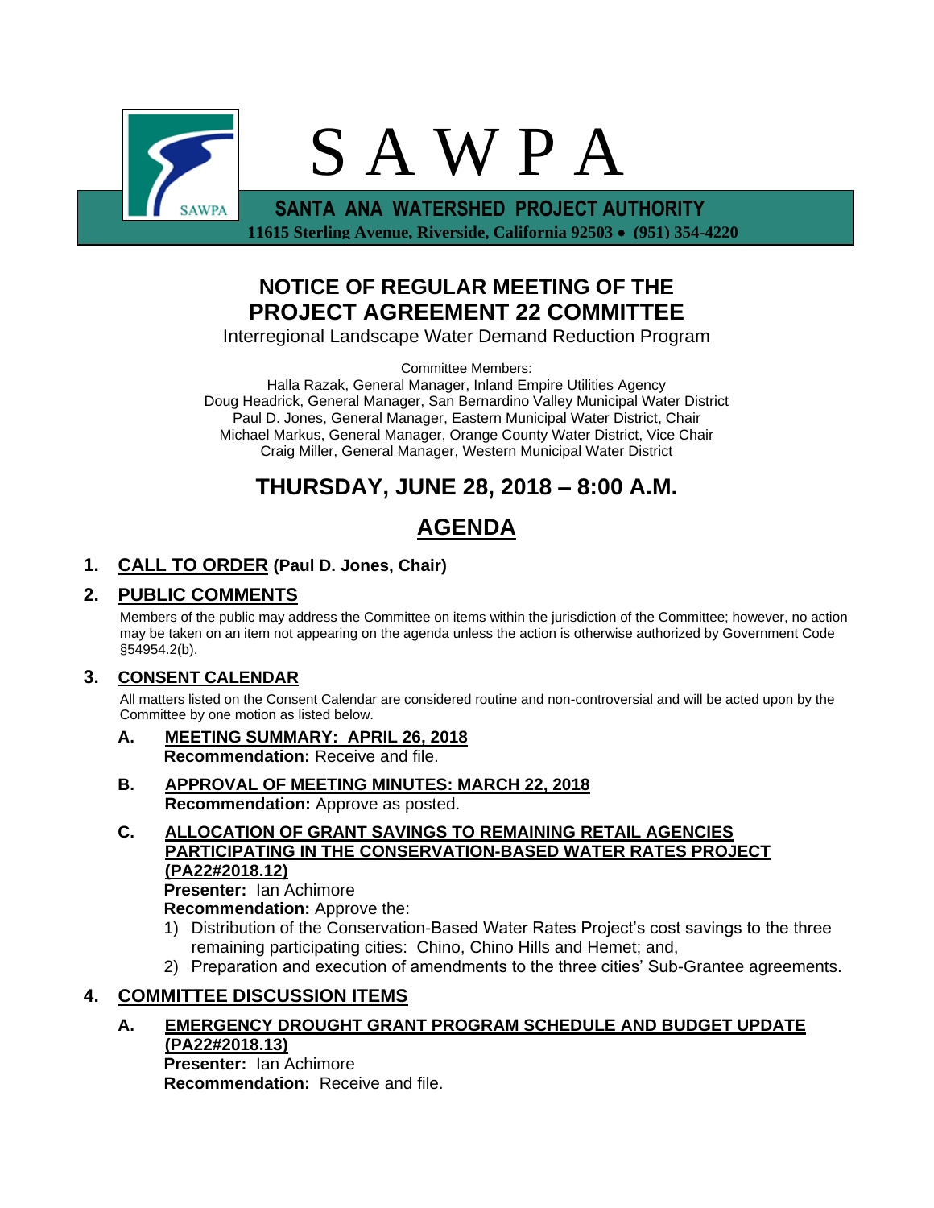# S A W P A

**SANTA ANA WATERSHED PROJECT AUTHORITY**

**11615 Sterling Avenue, Riverside, California 92503 • (951) 354-4220**

## NOTICE OF REGULAR MEETING OF THE PROJECT AGREEMENT 22 COMMITTEE

Interregional Landscape Water Demand Reduction Program

Committee Members:
Halla Razak, General Manager, Inland Empire Utilities Agency
Doug Headrick, General Manager, San Bernardino Valley Municipal Water District
Paul D. Jones, General Manager, Eastern Municipal Water District, Chair
Michael Markus, General Manager, Orange County Water District, Vice Chair
Craig Miller, General Manager, Western Municipal Water District

## THURSDAY, JUNE 28, 2018 – 8:00 A.M.

## AGENDA

### 1. CALL TO ORDER (Paul D. Jones, Chair)

### 2. PUBLIC COMMENTS

Members of the public may address the Committee on items within the jurisdiction of the Committee; however, no action may be taken on an item not appearing on the agenda unless the action is otherwise authorized by Government Code §54954.2(b).

### 3. CONSENT CALENDAR

All matters listed on the Consent Calendar are considered routine and non-controversial and will be acted upon by the Committee by one motion as listed below.

**A. MEETING SUMMARY: APRIL 26, 2018**
**Recommendation:** Receive and file.

**B. APPROVAL OF MEETING MINUTES: MARCH 22, 2018**
**Recommendation:** Approve as posted.

**C. ALLOCATION OF GRANT SAVINGS TO REMAINING RETAIL AGENCIES PARTICIPATING IN THE CONSERVATION-BASED WATER RATES PROJECT (PA22#2018.12)**
**Presenter:** Ian Achimore
**Recommendation:** Approve the:

1) Distribution of the Conservation-Based Water Rates Project's cost savings to the three remaining participating cities: Chino, Chino Hills and Hemet; and,
2) Preparation and execution of amendments to the three cities' Sub-Grantee agreements.

### 4. COMMITTEE DISCUSSION ITEMS

**A. EMERGENCY DROUGHT GRANT PROGRAM SCHEDULE AND BUDGET UPDATE (PA22#2018.13)**
**Presenter:** Ian Achimore
**Recommendation:** Receive and file.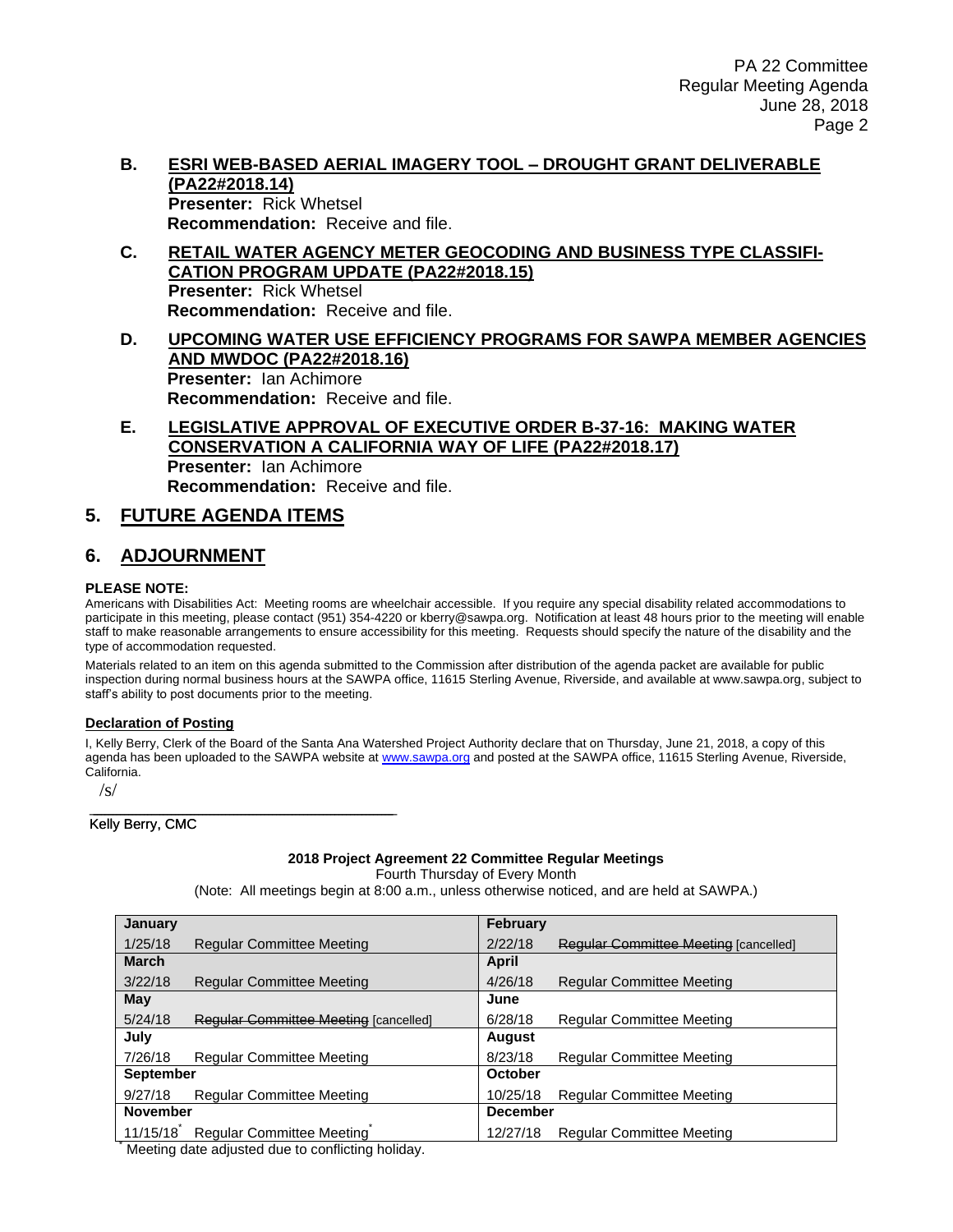**B. ESRI WEB-BASED AERIAL IMAGERY TOOL – DROUGHT GRANT DELIVERABLE (PA22#2018.14)**

**Presenter:** Rick Whetsel

**Recommendation:** Receive and file.

**C. RETAIL WATER AGENCY METER GEOCODING AND BUSINESS TYPE CLASSIFICATION PROGRAM UPDATE (PA22#2018.15)**

**Presenter:** Rick Whetsel

**Recommendation:** Receive and file.

**D. UPCOMING WATER USE EFFICIENCY PROGRAMS FOR SAWPA MEMBER AGENCIES AND MWDOC (PA22#2018.16)**

**Presenter:** Ian Achimore

**Recommendation:** Receive and file.

**E. LEGISLATIVE APPROVAL OF EXECUTIVE ORDER B-37-16: MAKING WATER CONSERVATION A CALIFORNIA WAY OF LIFE (PA22#2018.17)**

**Presenter:** Ian Achimore

**Recommendation:** Receive and file.

## 5. FUTURE AGENDA ITEMS

## 6. ADJOURNMENT

**PLEASE NOTE:**

Americans with Disabilities Act: Meeting rooms are wheelchair accessible. If you require any special disability related accommodations to participate in this meeting, please contact (951) 354-4220 or kberry@sawpa.org. Notification at least 48 hours prior to the meeting will enable staff to make reasonable arrangements to ensure accessibility for this meeting. Requests should specify the nature of the disability and the type of accommodation requested.

Materials related to an item on this agenda submitted to the Commission after distribution of the agenda packet are available for public inspection during normal business hours at the SAWPA office, 11615 Sterling Avenue, Riverside, and available at www.sawpa.org, subject to staff's ability to post documents prior to the meeting.

**Declaration of Posting**

I, Kelly Berry, Clerk of the Board of the Santa Ana Watershed Project Authority declare that on Thursday, June 21, 2018, a copy of this agenda has been uploaded to the SAWPA website at www.sawpa.org and posted at the SAWPA office, 11615 Sterling Avenue, Riverside, California.

/s/

\_\_\_\_\_\_\_\_\_\_\_\_\_\_\_\_\_\_\_\_\_\_\_\_\_\_\_\_\_\_\_\_\_\_\_\_\_\_\_\_

Kelly Berry, CMC

**2018 Project Agreement 22 Committee Regular Meetings**

Fourth Thursday of Every Month

(Note: All meetings begin at 8:00 a.m., unless otherwise noticed, and are held at SAWPA.)

| **January** | | **February** | |
|---|---|---|---|
| 1/25/18 | Regular Committee Meeting | 2/22/18 | ~~Regular Committee Meeting~~ [cancelled] |
| **March** | | **April** | |
| 3/22/18 | Regular Committee Meeting | 4/26/18 | Regular Committee Meeting |
| **May** | | **June** | |
| 5/24/18 | ~~Regular Committee Meeting~~ [cancelled] | 6/28/18 | Regular Committee Meeting |
| **July** | | **August** | |
| 7/26/18 | Regular Committee Meeting | 8/23/18 | Regular Committee Meeting |
| **September** | | **October** | |
| 9/27/18 | Regular Committee Meeting | 10/25/18 | Regular Committee Meeting |
| **November** | | **December** | |
| 11/15/18* | Regular Committee Meeting* | 12/27/18 | Regular Committee Meeting |

* Meeting date adjusted due to conflicting holiday.